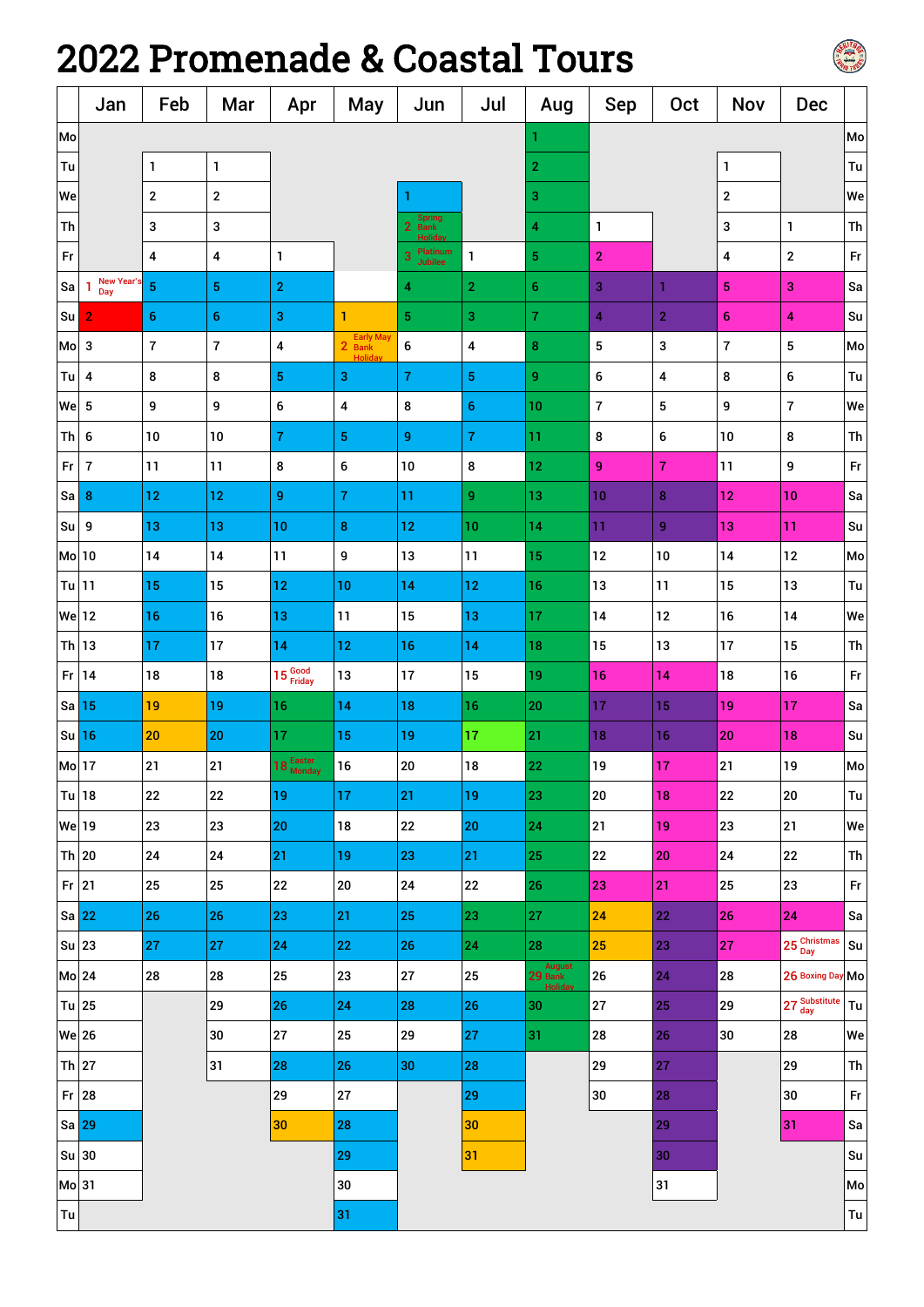# 2022 Promenade & Coastal Tours

| | Jan | Feb | Mar | Apr | May | Jun | Jul | Aug | Sep | Oct | Nov | Dec | |
|---|---|---|---|---|---|---|---|---|---|---|---|---|---|
| Mo | | | | | | | | 1 | | | | | Mo |
| Tu | | 1 | 1 | | | | | 2 | | | 1 | | Tu |
| We | | 2 | 2 | | | 1 | | 3 | | | 2 | | We |
| Th | | 3 | 3 | | | 2 Spring Bank Holiday | | 4 | 1 | | 3 | 1 | Th |
| Fr | | 4 | 4 | 1 | | 3 Platinum Jubilee | 1 | 5 | 2 | | 4 | 2 | Fr |
| Sa | 1 New Year's Day | 5 | 5 | 2 | | 4 | 2 | 6 | 3 | 1 | 5 | 3 | Sa |
| Su | 2 | 6 | 6 | 3 | 1 | 5 | 3 | 7 | 4 | 2 | 6 | 4 | Su |
| Mo | 3 | 7 | 7 | 4 | 2 Early May Bank Holiday | 6 | 4 | 8 | 5 | 3 | 7 | 5 | Mo |
| Tu | 4 | 8 | 8 | 5 | 3 | 7 | 5 | 9 | 6 | 4 | 8 | 6 | Tu |
| We | 5 | 9 | 9 | 6 | 4 | 8 | 6 | 10 | 7 | 5 | 9 | 7 | We |
| Th | 6 | 10 | 10 | 7 | 5 | 9 | 7 | 11 | 8 | 6 | 10 | 8 | Th |
| Fr | 7 | 11 | 11 | 8 | 6 | 10 | 8 | 12 | 9 | 7 | 11 | 9 | Fr |
| Sa | 8 | 12 | 12 | 9 | 7 | 11 | 9 | 13 | 10 | 8 | 12 | 10 | Sa |
| Su | 9 | 13 | 13 | 10 | 8 | 12 | 10 | 14 | 11 | 9 | 13 | 11 | Su |
| Mo | 10 | 14 | 14 | 11 | 9 | 13 | 11 | 15 | 12 | 10 | 14 | 12 | Mo |
| Tu | 11 | 15 | 15 | 12 | 10 | 14 | 12 | 16 | 13 | 11 | 15 | 13 | Tu |
| We | 12 | 16 | 16 | 13 | 11 | 15 | 13 | 17 | 14 | 12 | 16 | 14 | We |
| Th | 13 | 17 | 17 | 14 | 12 | 16 | 14 | 18 | 15 | 13 | 17 | 15 | Th |
| Fr | 14 | 18 | 18 | 15 Good Friday | 13 | 17 | 15 | 19 | 16 | 14 | 18 | 16 | Fr |
| Sa | 15 | 19 | 19 | 16 | 14 | 18 | 16 | 20 | 17 | 15 | 19 | 17 | Sa |
| Su | 16 | 20 | 20 | 17 | 15 | 19 | 17 | 21 | 18 | 16 | 20 | 18 | Su |
| Mo | 17 | 21 | 21 | 18 Easter Monday | 16 | 20 | 18 | 22 | 19 | 17 | 21 | 19 | Mo |
| Tu | 18 | 22 | 22 | 19 | 17 | 21 | 19 | 23 | 20 | 18 | 22 | 20 | Tu |
| We | 19 | 23 | 23 | 20 | 18 | 22 | 20 | 24 | 21 | 19 | 23 | 21 | We |
| Th | 20 | 24 | 24 | 21 | 19 | 23 | 21 | 25 | 22 | 20 | 24 | 22 | Th |
| Fr | 21 | 25 | 25 | 22 | 20 | 24 | 22 | 26 | 23 | 21 | 25 | 23 | Fr |
| Sa | 22 | 26 | 26 | 23 | 21 | 25 | 23 | 27 | 24 | 22 | 26 | 24 | Sa |
| Su | 23 | 27 | 27 | 24 | 22 | 26 | 24 | 28 | 25 | 23 | 27 | 25 Christmas Day | Su |
| Mo | 24 | 28 | 28 | 25 | 23 | 27 | 25 | 29 August Bank Holiday | 26 | 24 | 28 | 26 Boxing Day | Mo |
| Tu | 25 | | 29 | 26 | 24 | 28 | 26 | 30 | 27 | 25 | 29 | 27 Substitute day | Tu |
| We | 26 | | 30 | 27 | 25 | 29 | 27 | 31 | 28 | 26 | 30 | 28 | We |
| Th | 27 | | 31 | 28 | 26 | 30 | 28 | | 29 | 27 | | 29 | Th |
| Fr | 28 | | | 29 | 27 | | 29 | | 30 | 28 | | 30 | Fr |
| Sa | 29 | | | 30 | 28 | | 30 | | | 29 | | 31 | Sa |
| Su | 30 | | | | 29 | | 31 | | | 30 | | | Su |
| Mo | 31 | | | | 30 | | | | | 31 | | | Mo |
| Tu | | | | | 31 | | | | | | | | Tu |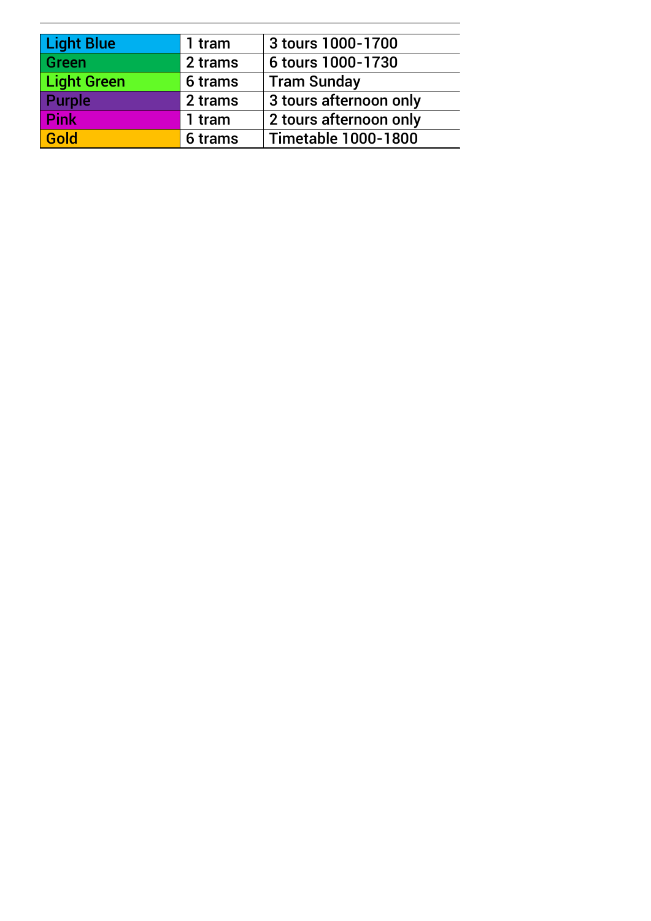| | | |
|---|---|---|
| Light Blue | 1 tram | 3 tours 1000-1700 |
| Green | 2 trams | 6 tours 1000-1730 |
| Light Green | 6 trams | Tram Sunday |
| Purple | 2 trams | 3 tours afternoon only |
| Pink | 1 tram | 2 tours afternoon only |
| Gold | 6 trams | Timetable 1000-1800 |